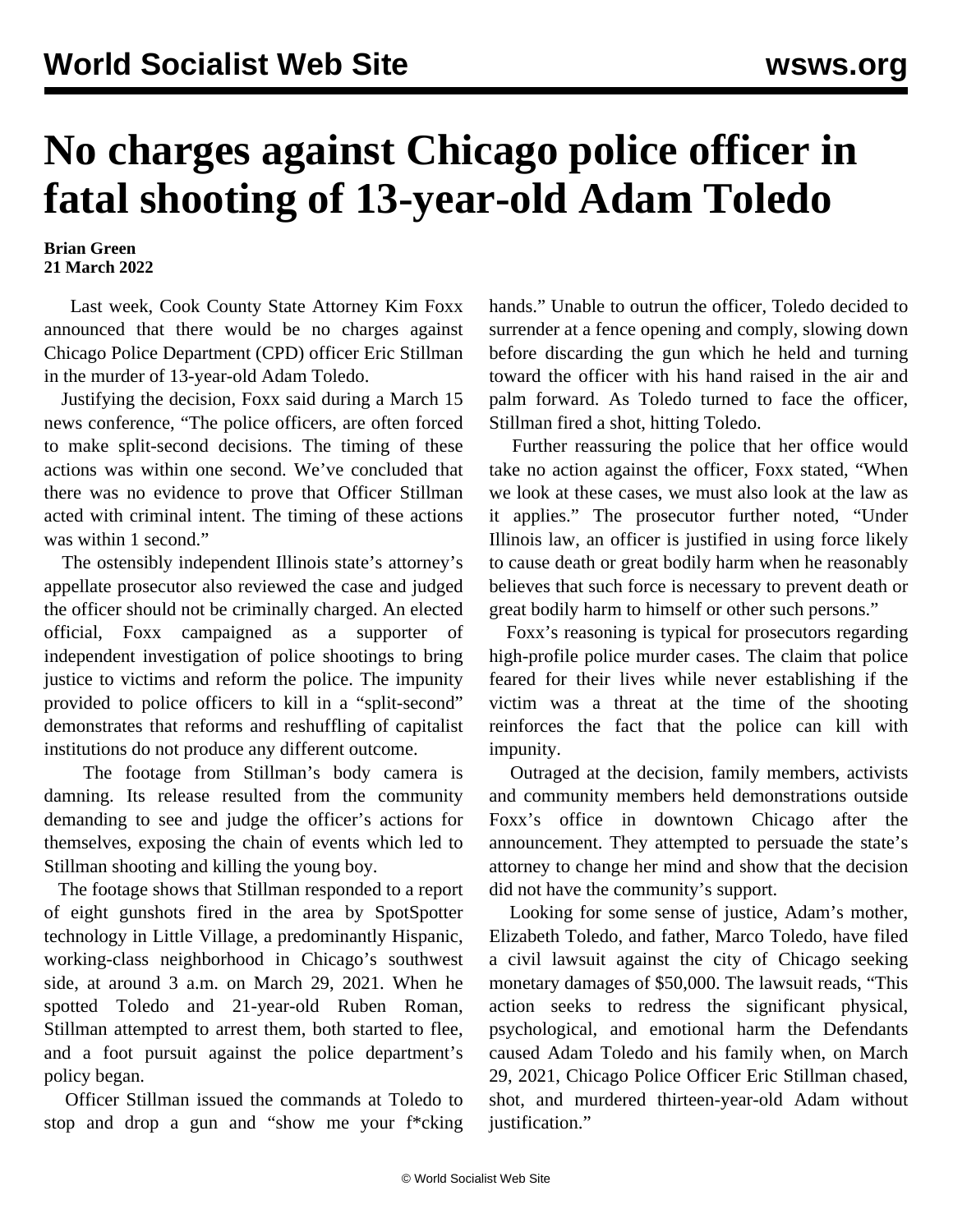# No charges against Chicago police officer in fatal shooting of 13-year-old Adam Toledo

**Brian Green**
**21 March 2022**

Last week, Cook County State Attorney Kim Foxx announced that there would be no charges against Chicago Police Department (CPD) officer Eric Stillman in the murder of 13-year-old Adam Toledo.

Justifying the decision, Foxx said during a March 15 news conference, "The police officers, are often forced to make split-second decisions. The timing of these actions was within one second. We've concluded that there was no evidence to prove that Officer Stillman acted with criminal intent. The timing of these actions was within 1 second."

The ostensibly independent Illinois state's attorney's appellate prosecutor also reviewed the case and judged the officer should not be criminally charged. An elected official, Foxx campaigned as a supporter of independent investigation of police shootings to bring justice to victims and reform the police. The impunity provided to police officers to kill in a "split-second" demonstrates that reforms and reshuffling of capitalist institutions do not produce any different outcome.

The footage from Stillman's body camera is damning. Its release resulted from the community demanding to see and judge the officer's actions for themselves, exposing the chain of events which led to Stillman shooting and killing the young boy.

The footage shows that Stillman responded to a report of eight gunshots fired in the area by SpotSpotter technology in Little Village, a predominantly Hispanic, working-class neighborhood in Chicago's southwest side, at around 3 a.m. on March 29, 2021. When he spotted Toledo and 21-year-old Ruben Roman, Stillman attempted to arrest them, both started to flee, and a foot pursuit against the police department's policy began.

Officer Stillman issued the commands at Toledo to stop and drop a gun and "show me your f*cking hands." Unable to outrun the officer, Toledo decided to surrender at a fence opening and comply, slowing down before discarding the gun which he held and turning toward the officer with his hand raised in the air and palm forward. As Toledo turned to face the officer, Stillman fired a shot, hitting Toledo.

Further reassuring the police that her office would take no action against the officer, Foxx stated, "When we look at these cases, we must also look at the law as it applies." The prosecutor further noted, "Under Illinois law, an officer is justified in using force likely to cause death or great bodily harm when he reasonably believes that such force is necessary to prevent death or great bodily harm to himself or other such persons."

Foxx's reasoning is typical for prosecutors regarding high-profile police murder cases. The claim that police feared for their lives while never establishing if the victim was a threat at the time of the shooting reinforces the fact that the police can kill with impunity.

Outraged at the decision, family members, activists and community members held demonstrations outside Foxx's office in downtown Chicago after the announcement. They attempted to persuade the state's attorney to change her mind and show that the decision did not have the community's support.

Looking for some sense of justice, Adam's mother, Elizabeth Toledo, and father, Marco Toledo, have filed a civil lawsuit against the city of Chicago seeking monetary damages of $50,000. The lawsuit reads, "This action seeks to redress the significant physical, psychological, and emotional harm the Defendants caused Adam Toledo and his family when, on March 29, 2021, Chicago Police Officer Eric Stillman chased, shot, and murdered thirteen-year-old Adam without justification."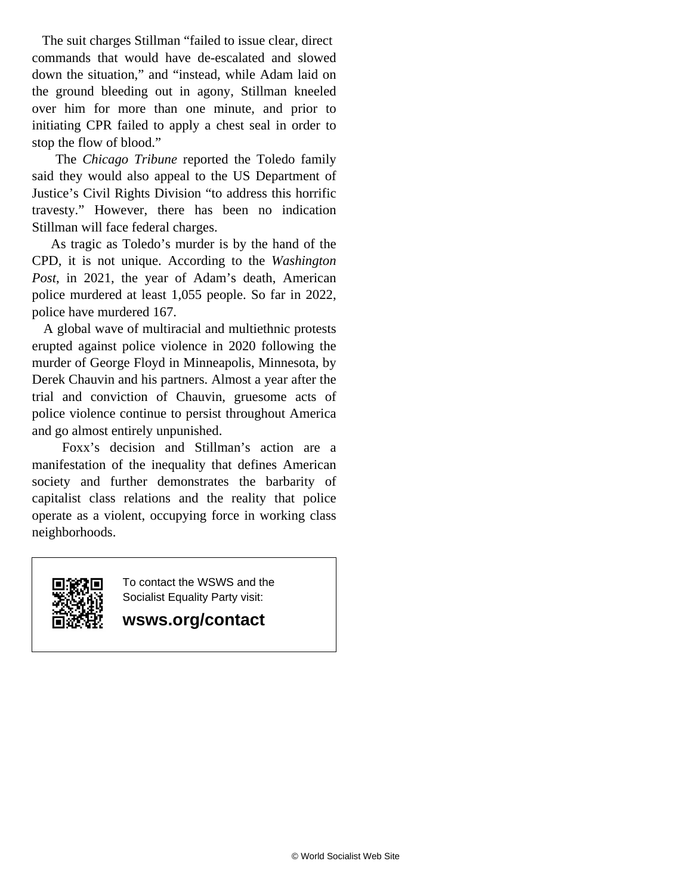The suit charges Stillman "failed to issue clear, direct commands that would have de-escalated and slowed down the situation," and "instead, while Adam laid on the ground bleeding out in agony, Stillman kneeled over him for more than one minute, and prior to initiating CPR failed to apply a chest seal in order to stop the flow of blood."

The *Chicago Tribune* reported the Toledo family said they would also appeal to the US Department of Justice's Civil Rights Division "to address this horrific travesty." However, there has been no indication Stillman will face federal charges.

As tragic as Toledo's murder is by the hand of the CPD, it is not unique. According to the *Washington Post*, in 2021, the year of Adam's death, American police murdered at least 1,055 people. So far in 2022, police have murdered 167.

A global wave of multiracial and multiethnic protests erupted against police violence in 2020 following the murder of George Floyd in Minneapolis, Minnesota, by Derek Chauvin and his partners. Almost a year after the trial and conviction of Chauvin, gruesome acts of police violence continue to persist throughout America and go almost entirely unpunished.

Foxx's decision and Stillman's action are a manifestation of the inequality that defines American society and further demonstrates the barbarity of capitalist class relations and the reality that police operate as a violent, occupying force in working class neighborhoods.

To contact the WSWS and the Socialist Equality Party visit:

**wsws.org/contact**